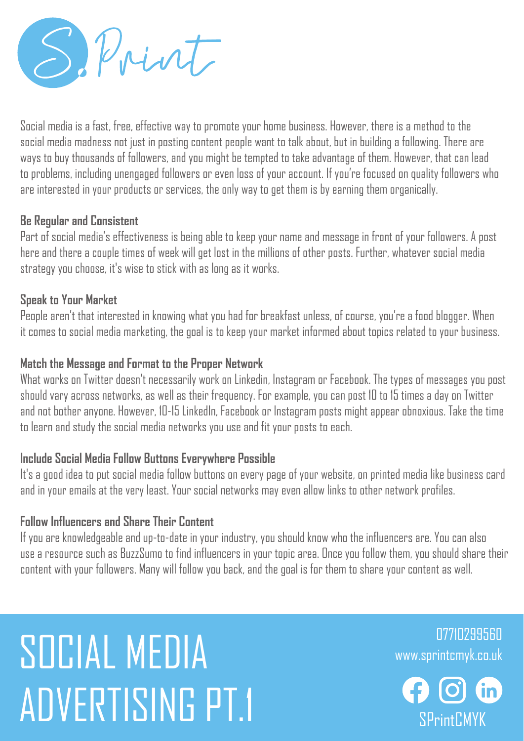S. Print

Social media is a fast, free, effective way to promote your home business. However, there is a method to the social media madness not just in posting content people want to talk about, but in building a following. There are ways to buy thousands of followers, and you might be tempted to take advantage of them. However, that can lead to problems, including unengaged followers or even loss of your account. If you're focused on quality followers who are interested in your products or services, the only way to get them is by earning them organically.

**Be Regular and Consistent**

Part of social media's effectiveness is being able to keep your name and message in front of your followers. A post here and there a couple times of week will get lost in the millions of other posts. Further, whatever social media strategy you choose, it's wise to stick with as long as it works.

**Speak to Your Market**

People aren't that interested in knowing what you had for breakfast unless, of course, you're a food blogger. When it comes to social media marketing, the goal is to keep your market informed about topics related to your business.

**Match the Message and Format to the Proper Network**

What works on Twitter doesn't necessarily work on Linkedin, Instagram or Facebook. The types of messages you post should vary across networks, as well as their frequency. For example, you can post 10 to 15 times a day on Twitter and not bother anyone. However, 10-15 LinkedIn, Facebook or Instagram posts might appear obnoxious. Take the time to learn and study the social media networks you use and fit your posts to each.

**Include Social Media Follow Buttons Everywhere Possible**

It's a good idea to put social media follow buttons on every page of your website, on printed media like business card and in your emails at the very least. Your social networks may even allow links to other network profiles.

**Follow Influencers and Share Their Content**

If you are knowledgeable and up-to-date in your industry, you should know who the influencers are. You can also use a resource such as BuzzSumo to find influencers in your topic area. Once you follow them, you should share their content with your followers. Many will follow you back, and the goal is for them to share your content as well.

# SOCIAL MEDIA ADVERTISING PT.1

07710299560
www.sprintcmyk.co.uk
SPrintCMYK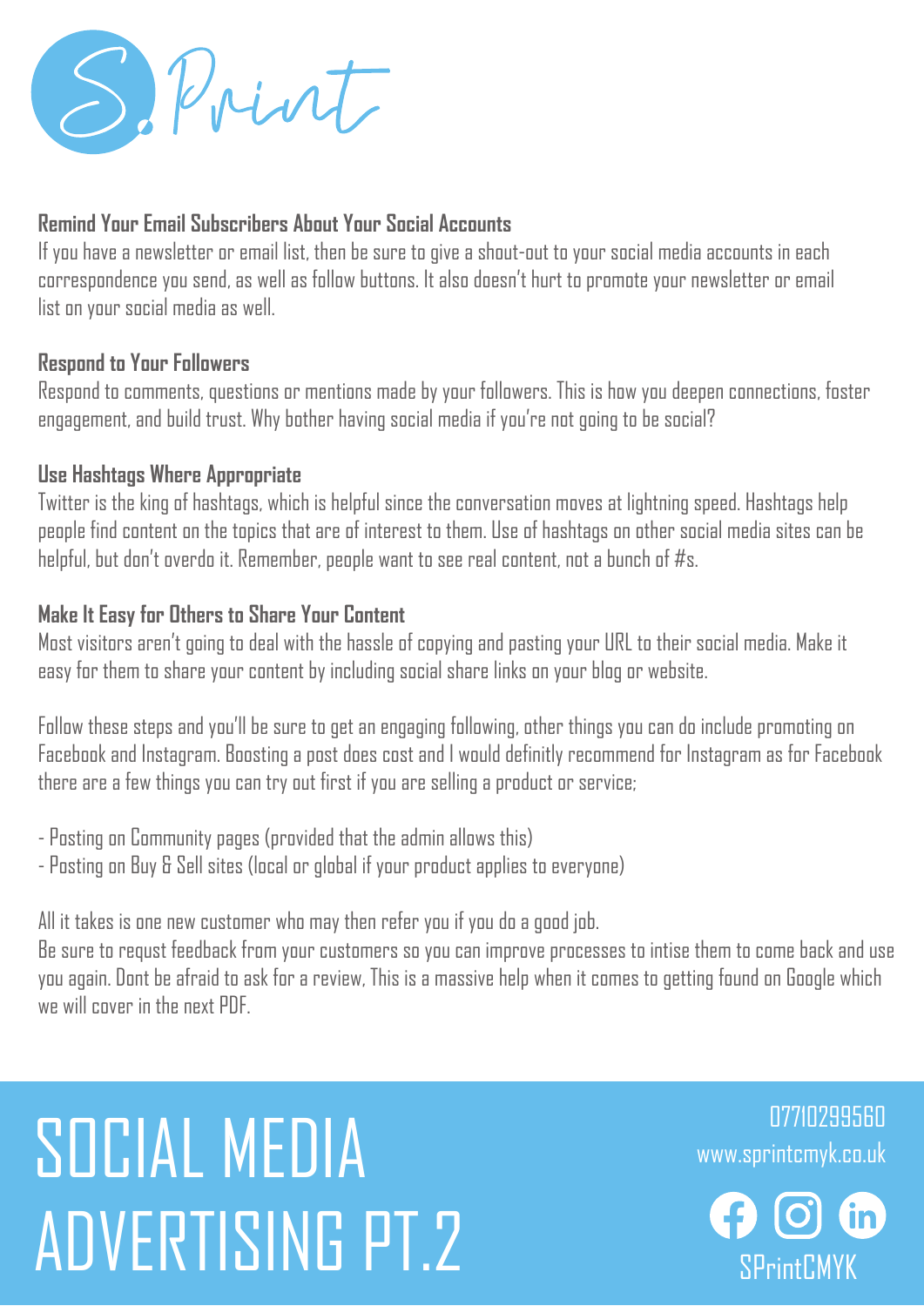S.Print

**Remind Your Email Subscribers About Your Social Accounts**
If you have a newsletter or email list, then be sure to give a shout-out to your social media accounts in each correspondence you send, as well as follow buttons. It also doesn't hurt to promote your newsletter or email list on your social media as well.

**Respond to Your Followers**
Respond to comments, questions or mentions made by your followers. This is how you deepen connections, foster engagement, and build trust. Why bother having social media if you're not going to be social?

**Use Hashtags Where Appropriate**
Twitter is the king of hashtags, which is helpful since the conversation moves at lightning speed. Hashtags help people find content on the topics that are of interest to them. Use of hashtags on other social media sites can be helpful, but don't overdo it. Remember, people want to see real content, not a bunch of #s.

**Make It Easy for Others to Share Your Content**
Most visitors aren't going to deal with the hassle of copying and pasting your URL to their social media. Make it easy for them to share your content by including social share links on your blog or website.

Follow these steps and you'll be sure to get an engaging following, other things you can do include promoting on Facebook and Instagram. Boosting a post does cost and I would definitly recommend for Instagram as for Facebook there are a few things you can try out first if you are selling a product or service;

- Posting on Community pages (provided that the admin allows this)
- Posting on Buy & Sell sites (local or global if your product applies to everyone)

All it takes is one new customer who may then refer you if you do a good job.
Be sure to requst feedback from your customers so you can improve processes to intise them to come back and use you again. Dont be afraid to ask for a review, This is a massive help when it comes to getting found on Google which we will cover in the next PDF.

# SOCIAL MEDIA ADVERTISING PT.2

07710299560
www.sprintcmyk.co.uk
SPrintCMYK